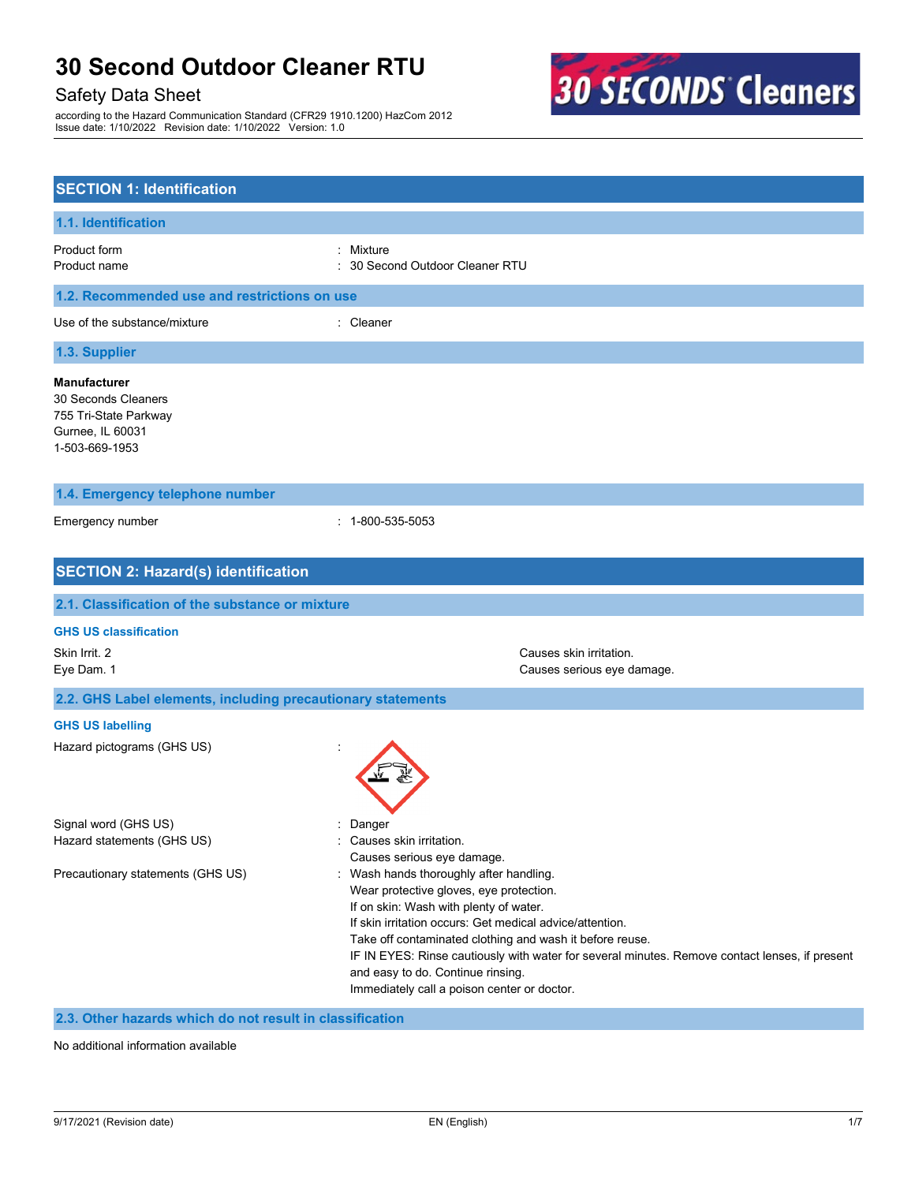# 30 Second Outdoor Cleaner RTU

Safety Data Sheet

according to the Hazard Communication Standard (CFR29 1910.1200) HazCom 2012
Issue date: 1/10/2022 Revision date: 1/10/2022 Version: 1.0

## SECTION 1: Identification

### 1.1. Identification

Product form : Mixture
Product name : 30 Second Outdoor Cleaner RTU

### 1.2. Recommended use and restrictions on use

Use of the substance/mixture : Cleaner

### 1.3. Supplier

**Manufacturer**
30 Seconds Cleaners
755 Tri-State Parkway
Gurnee, IL 60031
1-503-669-1953

### 1.4. Emergency telephone number

Emergency number : 1-800-535-5053

## SECTION 2: Hazard(s) identification

### 2.1. Classification of the substance or mixture

#### GHS US classification

| | |
|---|---|
| Skin Irrit. 2 | Causes skin irritation. |
| Eye Dam. 1 | Causes serious eye damage. |

### 2.2. GHS Label elements, including precautionary statements

#### GHS US labelling

Hazard pictograms (GHS US) :

Signal word (GHS US) : Danger

Hazard statements (GHS US) : Causes skin irritation.
Causes serious eye damage.

Precautionary statements (GHS US) : Wash hands thoroughly after handling.
Wear protective gloves, eye protection.
If on skin: Wash with plenty of water.
If skin irritation occurs: Get medical advice/attention.
Take off contaminated clothing and wash it before reuse.
IF IN EYES: Rinse cautiously with water for several minutes. Remove contact lenses, if present and easy to do. Continue rinsing.
Immediately call a poison center or doctor.

### 2.3. Other hazards which do not result in classification

No additional information available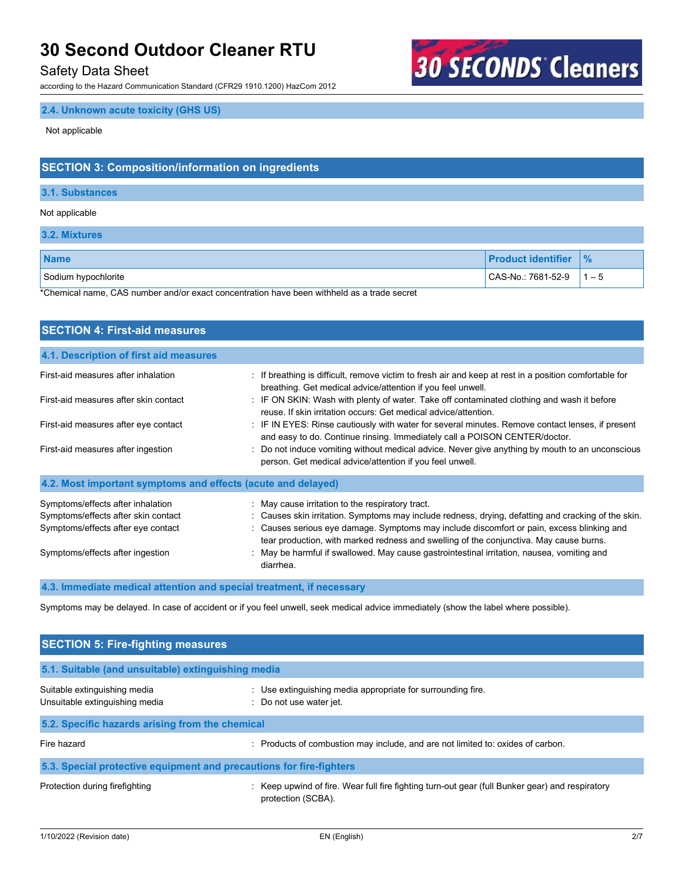### 2.4. Unknown acute toxicity (GHS US)

Not applicable

## SECTION 3: Composition/information on ingredients

### 3.1. Substances

Not applicable

### 3.2. Mixtures

| Name | Product identifier | % |
|---|---|---|
| Sodium hypochlorite | CAS-No.: 7681-52-9 | 1 – 5 |

*Chemical name, CAS number and/or exact concentration have been withheld as a trade secret

## SECTION 4: First-aid measures

### 4.1. Description of first aid measures

First-aid measures after inhalation : If breathing is difficult, remove victim to fresh air and keep at rest in a position comfortable for breathing. Get medical advice/attention if you feel unwell.

First-aid measures after skin contact : IF ON SKIN: Wash with plenty of water. Take off contaminated clothing and wash it before reuse. If skin irritation occurs: Get medical advice/attention.

First-aid measures after eye contact : IF IN EYES: Rinse cautiously with water for several minutes. Remove contact lenses, if present and easy to do. Continue rinsing. Immediately call a POISON CENTER/doctor.

First-aid measures after ingestion : Do not induce vomiting without medical advice. Never give anything by mouth to an unconscious person. Get medical advice/attention if you feel unwell.

### 4.2. Most important symptoms and effects (acute and delayed)

Symptoms/effects after inhalation : May cause irritation to the respiratory tract.

Symptoms/effects after skin contact : Causes skin irritation. Symptoms may include redness, drying, defatting and cracking of the skin.

Symptoms/effects after eye contact : Causes serious eye damage. Symptoms may include discomfort or pain, excess blinking and tear production, with marked redness and swelling of the conjunctiva. May cause burns.

Symptoms/effects after ingestion : May be harmful if swallowed. May cause gastrointestinal irritation, nausea, vomiting and diarrhea.

### 4.3. Immediate medical attention and special treatment, if necessary

Symptoms may be delayed. In case of accident or if you feel unwell, seek medical advice immediately (show the label where possible).

## SECTION 5: Fire-fighting measures

### 5.1. Suitable (and unsuitable) extinguishing media

Suitable extinguishing media : Use extinguishing media appropriate for surrounding fire.

Unsuitable extinguishing media : Do not use water jet.

### 5.2. Specific hazards arising from the chemical

Fire hazard : Products of combustion may include, and are not limited to: oxides of carbon.

### 5.3. Special protective equipment and precautions for fire-fighters

Protection during firefighting : Keep upwind of fire. Wear full fire fighting turn-out gear (full Bunker gear) and respiratory protection (SCBA).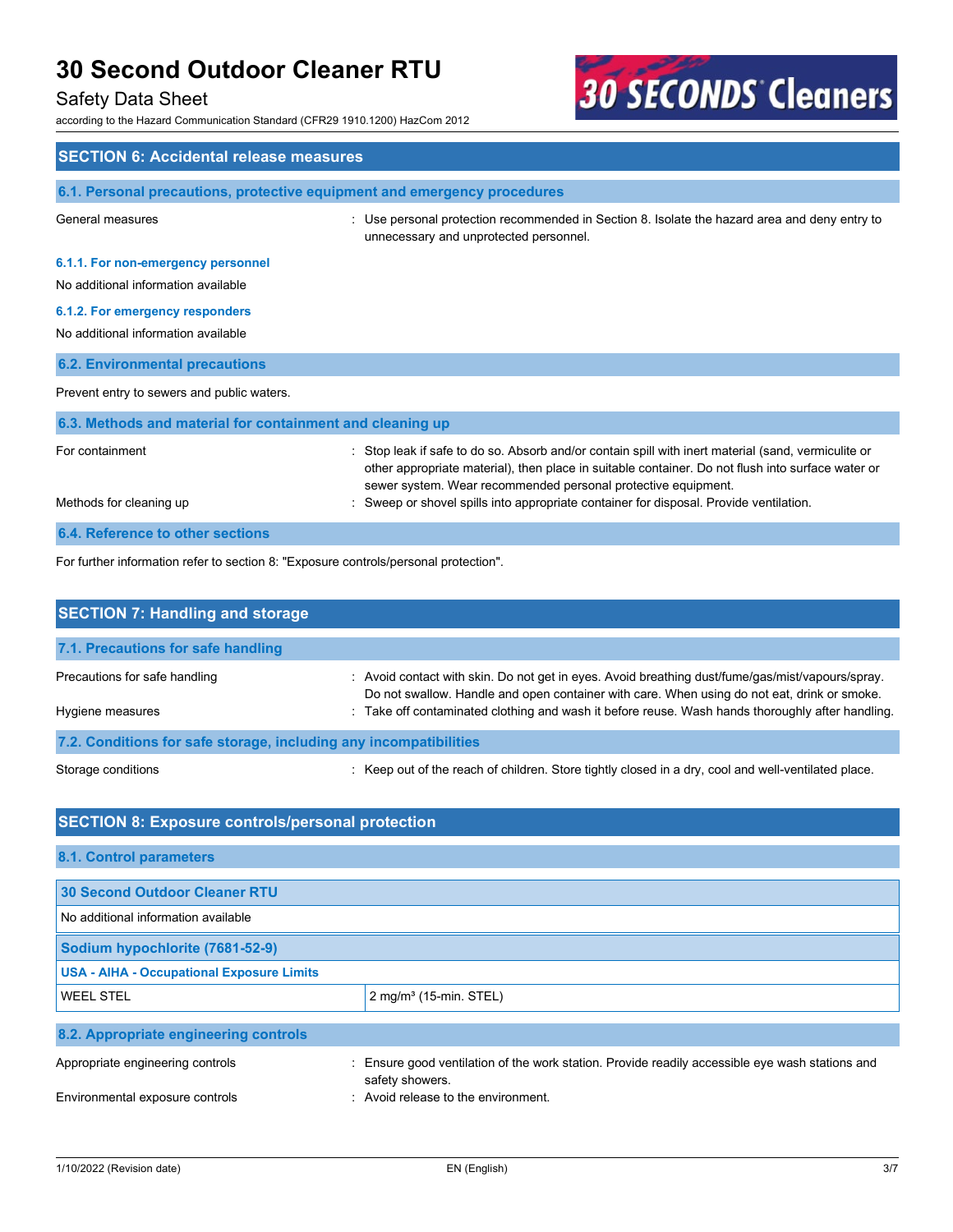## SECTION 6: Accidental release measures

### 6.1. Personal precautions, protective equipment and emergency procedures

General measures : Use personal protection recommended in Section 8. Isolate the hazard area and deny entry to unnecessary and unprotected personnel.

#### 6.1.1. For non-emergency personnel

No additional information available

#### 6.1.2. For emergency responders

No additional information available

### 6.2. Environmental precautions

Prevent entry to sewers and public waters.

### 6.3. Methods and material for containment and cleaning up

For containment : Stop leak if safe to do so. Absorb and/or contain spill with inert material (sand, vermiculite or other appropriate material), then place in suitable container. Do not flush into surface water or sewer system. Wear recommended personal protective equipment.

Methods for cleaning up : Sweep or shovel spills into appropriate container for disposal. Provide ventilation.

### 6.4. Reference to other sections

For further information refer to section 8: "Exposure controls/personal protection".

## SECTION 7: Handling and storage

### 7.1. Precautions for safe handling

Precautions for safe handling : Avoid contact with skin. Do not get in eyes. Avoid breathing dust/fume/gas/mist/vapours/spray. Do not swallow. Handle and open container with care. When using do not eat, drink or smoke.

Hygiene measures : Take off contaminated clothing and wash it before reuse. Wash hands thoroughly after handling.

### 7.2. Conditions for safe storage, including any incompatibilities

Storage conditions : Keep out of the reach of children. Store tightly closed in a dry, cool and well-ventilated place.

## SECTION 8: Exposure controls/personal protection

### 8.1. Control parameters

| 30 Second Outdoor Cleaner RTU | |
|---|---|
| No additional information available | |

| Sodium hypochlorite (7681-52-9) | |
|---|---|
| USA - AIHA - Occupational Exposure Limits | |
| WEEL STEL | 2 mg/m³ (15-min. STEL) |

### 8.2. Appropriate engineering controls

Appropriate engineering controls : Ensure good ventilation of the work station. Provide readily accessible eye wash stations and safety showers.

Environmental exposure controls : Avoid release to the environment.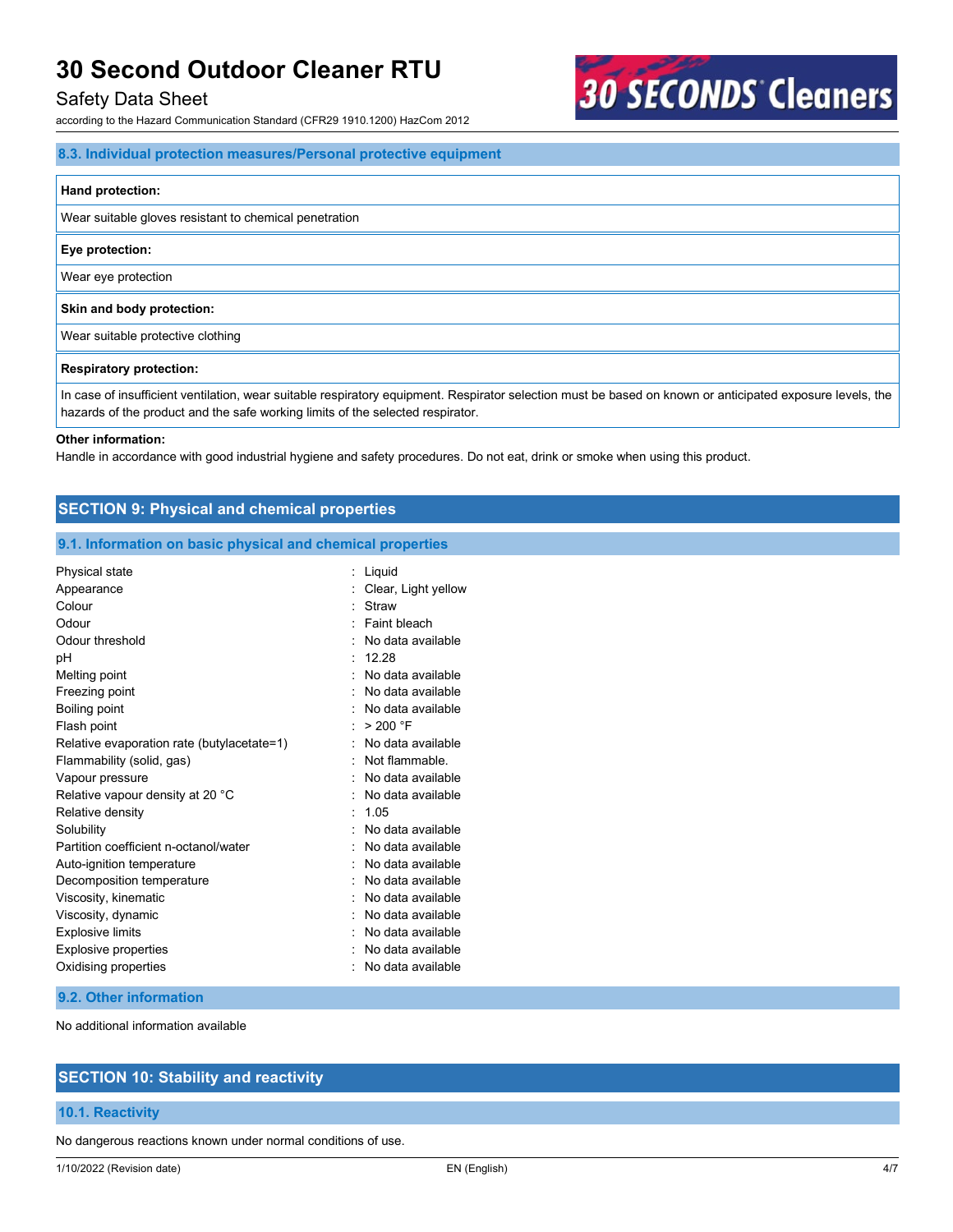### 8.3. Individual protection measures/Personal protective equipment

| Hand protection: |
| --- |
| Wear suitable gloves resistant to chemical penetration |

| Eye protection: |
| --- |
| Wear eye protection |

| Skin and body protection: |
| --- |
| Wear suitable protective clothing |

| Respiratory protection: |
| --- |
| In case of insufficient ventilation, wear suitable respiratory equipment. Respirator selection must be based on known or anticipated exposure levels, the hazards of the product and the safe working limits of the selected respirator. |

**Other information:**

Handle in accordance with good industrial hygiene and safety procedures. Do not eat, drink or smoke when using this product.

## SECTION 9: Physical and chemical properties

### 9.1. Information on basic physical and chemical properties

| | |
| --- | --- |
| Physical state | : Liquid |
| Appearance | : Clear, Light yellow |
| Colour | : Straw |
| Odour | : Faint bleach |
| Odour threshold | : No data available |
| pH | : 12.28 |
| Melting point | : No data available |
| Freezing point | : No data available |
| Boiling point | : No data available |
| Flash point | : > 200 °F |
| Relative evaporation rate (butylacetate=1) | : No data available |
| Flammability (solid, gas) | : Not flammable. |
| Vapour pressure | : No data available |
| Relative vapour density at 20 °C | : No data available |
| Relative density | : 1.05 |
| Solubility | : No data available |
| Partition coefficient n-octanol/water | : No data available |
| Auto-ignition temperature | : No data available |
| Decomposition temperature | : No data available |
| Viscosity, kinematic | : No data available |
| Viscosity, dynamic | : No data available |
| Explosive limits | : No data available |
| Explosive properties | : No data available |
| Oxidising properties | : No data available |

### 9.2. Other information

No additional information available

## SECTION 10: Stability and reactivity

### 10.1. Reactivity

No dangerous reactions known under normal conditions of use.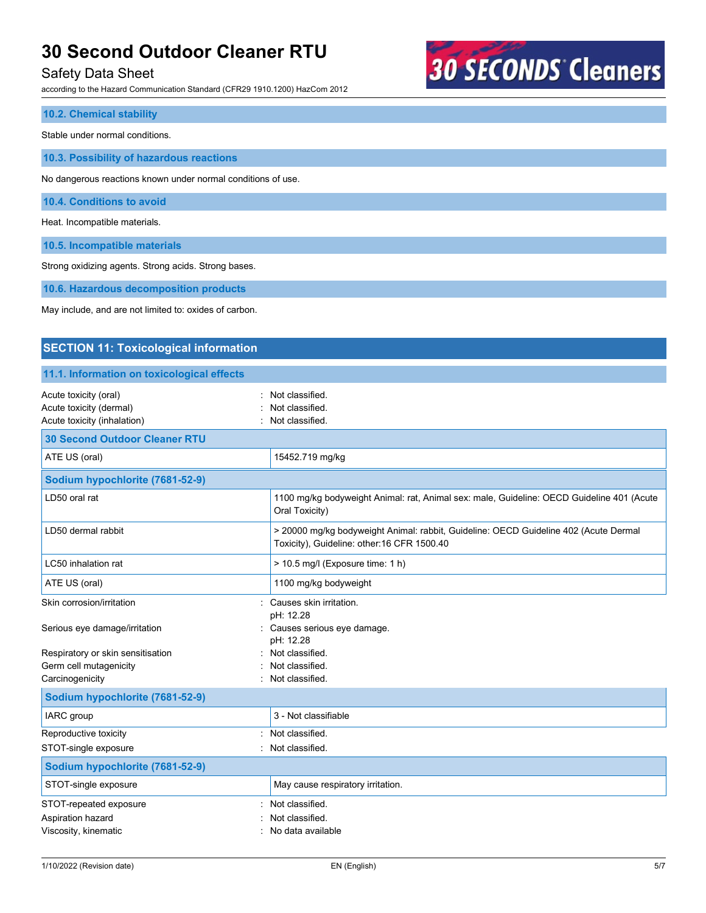### 10.2. Chemical stability

Stable under normal conditions.

### 10.3. Possibility of hazardous reactions

No dangerous reactions known under normal conditions of use.

### 10.4. Conditions to avoid

Heat. Incompatible materials.

### 10.5. Incompatible materials

Strong oxidizing agents. Strong acids. Strong bases.

### 10.6. Hazardous decomposition products

May include, and are not limited to: oxides of carbon.

## SECTION 11: Toxicological information

### 11.1. Information on toxicological effects

Acute toxicity (oral) : Not classified.
Acute toxicity (dermal) : Not classified.
Acute toxicity (inhalation) : Not classified.

| 30 Second Outdoor Cleaner RTU | |
|---|---|
| ATE US (oral) | 15452.719 mg/kg |

| Sodium hypochlorite (7681-52-9) | |
|---|---|
| LD50 oral rat | 1100 mg/kg bodyweight Animal: rat, Animal sex: male, Guideline: OECD Guideline 401 (Acute Oral Toxicity) |
| LD50 dermal rabbit | > 20000 mg/kg bodyweight Animal: rabbit, Guideline: OECD Guideline 402 (Acute Dermal Toxicity), Guideline: other:16 CFR 1500.40 |
| LC50 inhalation rat | > 10.5 mg/l (Exposure time: 1 h) |
| ATE US (oral) | 1100 mg/kg bodyweight |

Skin corrosion/irritation : Causes skin irritation.
pH: 12.28
Serious eye damage/irritation : Causes serious eye damage.
pH: 12.28
Respiratory or skin sensitisation : Not classified.
Germ cell mutagenicity : Not classified.
Carcinogenicity : Not classified.

| Sodium hypochlorite (7681-52-9) | |
|---|---|
| IARC group | 3 - Not classifiable |

Reproductive toxicity : Not classified.
STOT-single exposure : Not classified.

| Sodium hypochlorite (7681-52-9) | |
|---|---|
| STOT-single exposure | May cause respiratory irritation. |

STOT-repeated exposure : Not classified.
Aspiration hazard : Not classified.
Viscosity, kinematic : No data available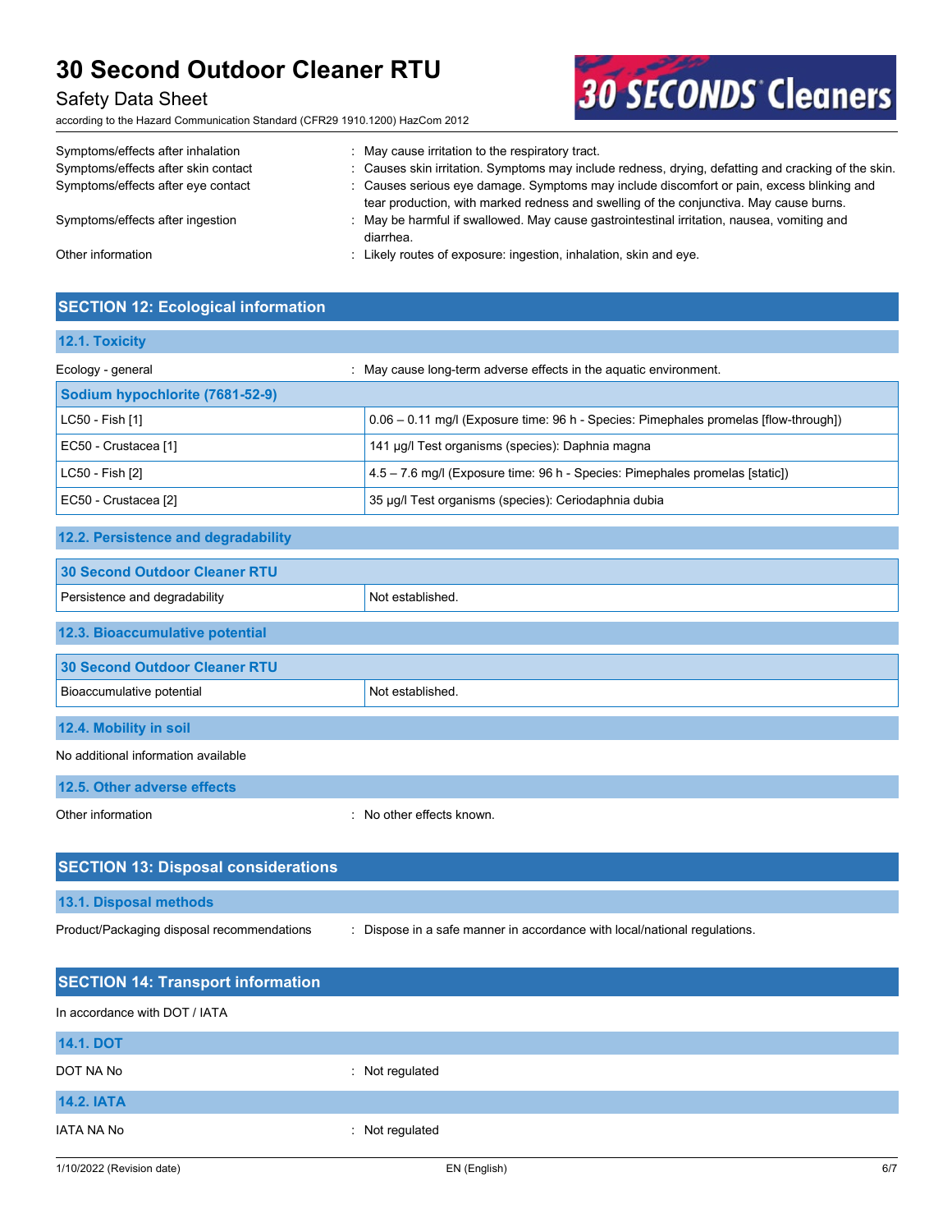Symptoms/effects after inhalation : May cause irritation to the respiratory tract.

Symptoms/effects after skin contact : Causes skin irritation. Symptoms may include redness, drying, defatting and cracking of the skin.

Symptoms/effects after eye contact : Causes serious eye damage. Symptoms may include discomfort or pain, excess blinking and tear production, with marked redness and swelling of the conjunctiva. May cause burns.

Symptoms/effects after ingestion : May be harmful if swallowed. May cause gastrointestinal irritation, nausea, vomiting and diarrhea.

Other information : Likely routes of exposure: ingestion, inhalation, skin and eye.

## SECTION 12: Ecological information

### 12.1. Toxicity

Ecology - general : May cause long-term adverse effects in the aquatic environment.

| Sodium hypochlorite (7681-52-9) | |
|---|---|
| LC50 - Fish [1] | 0.06 – 0.11 mg/l (Exposure time: 96 h - Species: Pimephales promelas [flow-through]) |
| EC50 - Crustacea [1] | 141 µg/l Test organisms (species): Daphnia magna |
| LC50 - Fish [2] | 4.5 – 7.6 mg/l (Exposure time: 96 h - Species: Pimephales promelas [static]) |
| EC50 - Crustacea [2] | 35 µg/l Test organisms (species): Ceriodaphnia dubia |

### 12.2. Persistence and degradability

| 30 Second Outdoor Cleaner RTU | |
|---|---|
| Persistence and degradability | Not established. |

### 12.3. Bioaccumulative potential

| 30 Second Outdoor Cleaner RTU | |
|---|---|
| Bioaccumulative potential | Not established. |

### 12.4. Mobility in soil

No additional information available

### 12.5. Other adverse effects

Other information : No other effects known.

## SECTION 13: Disposal considerations

### 13.1. Disposal methods

Product/Packaging disposal recommendations : Dispose in a safe manner in accordance with local/national regulations.

## SECTION 14: Transport information

In accordance with DOT / IATA

### 14.1. DOT

DOT NA No : Not regulated

### 14.2. IATA

IATA NA No : Not regulated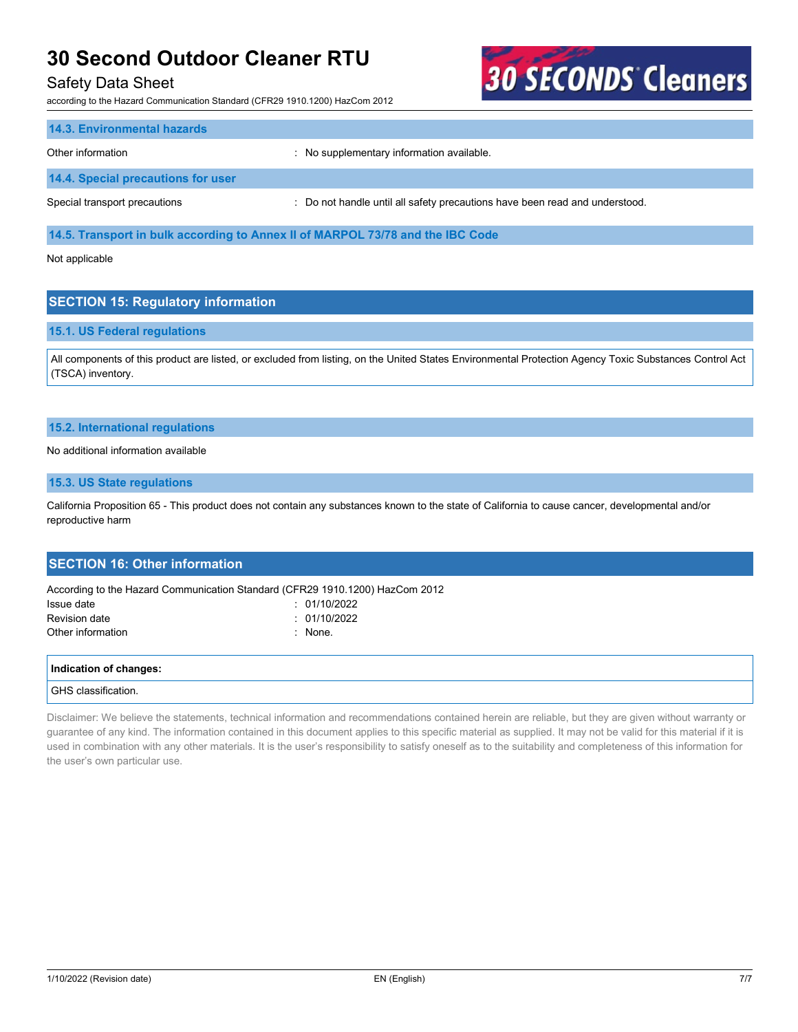### 14.3. Environmental hazards

Other information : No supplementary information available.

### 14.4. Special precautions for user

Special transport precautions : Do not handle until all safety precautions have been read and understood.

### 14.5. Transport in bulk according to Annex II of MARPOL 73/78 and the IBC Code

Not applicable

## SECTION 15: Regulatory information

### 15.1. US Federal regulations

All components of this product are listed, or excluded from listing, on the United States Environmental Protection Agency Toxic Substances Control Act (TSCA) inventory.

### 15.2. International regulations

No additional information available

### 15.3. US State regulations

California Proposition 65 - This product does not contain any substances known to the state of California to cause cancer, developmental and/or reproductive harm

## SECTION 16: Other information

According to the Hazard Communication Standard (CFR29 1910.1200) HazCom 2012

Issue date : 01/10/2022

Revision date : 01/10/2022

Other information : None.

| Indication of changes: |
| --- |
| GHS classification. |

Disclaimer: We believe the statements, technical information and recommendations contained herein are reliable, but they are given without warranty or guarantee of any kind. The information contained in this document applies to this specific material as supplied. It may not be valid for this material if it is used in combination with any other materials. It is the user's responsibility to satisfy oneself as to the suitability and completeness of this information for the user's own particular use.